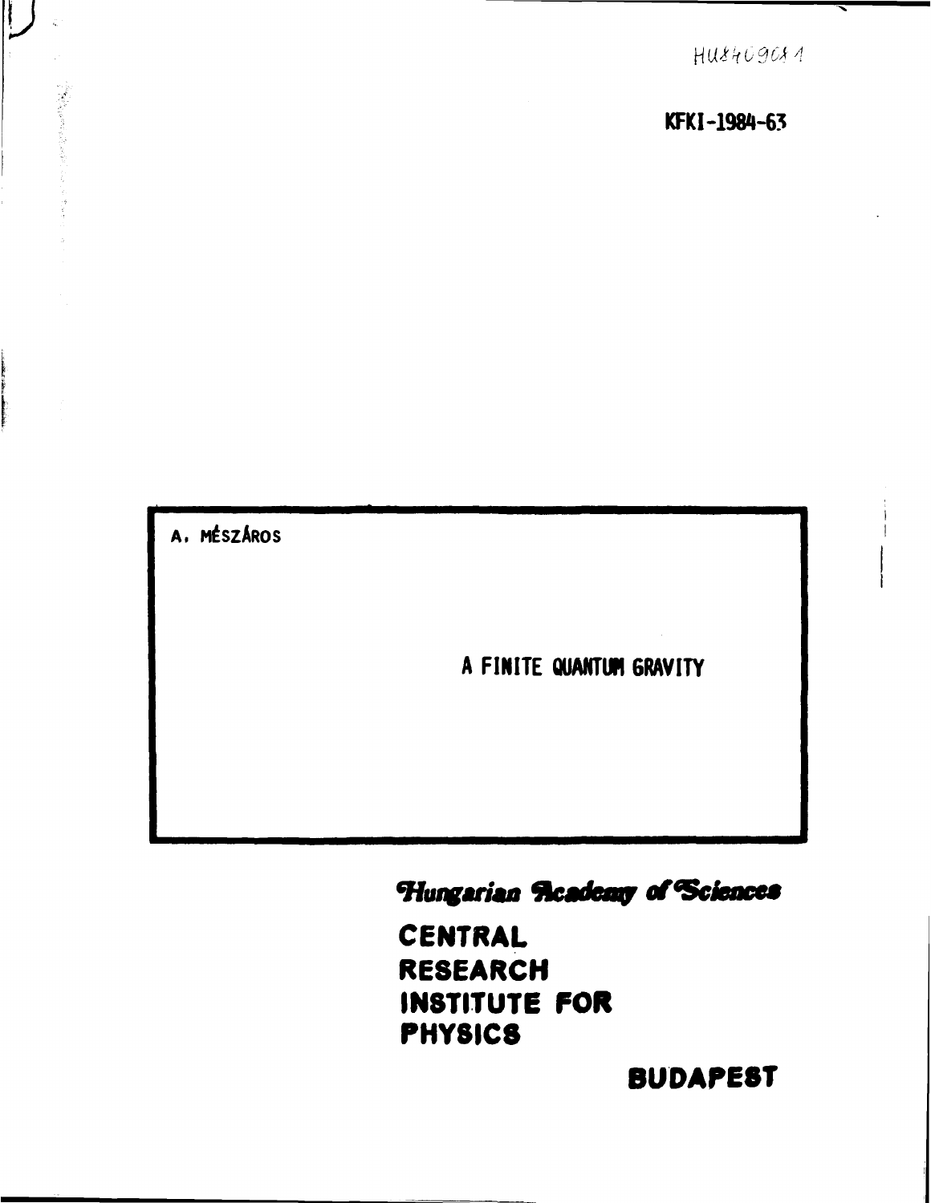HU8409081

KFKI-1984-63

A. MÉSZÁROS

# A FINITE QUANTUM GRAVITY

*Hungarian Academy of Sciences*

**CENTRAL RESEARCH INSTITUTE FOR PHYSICS**

**BUDAPEST**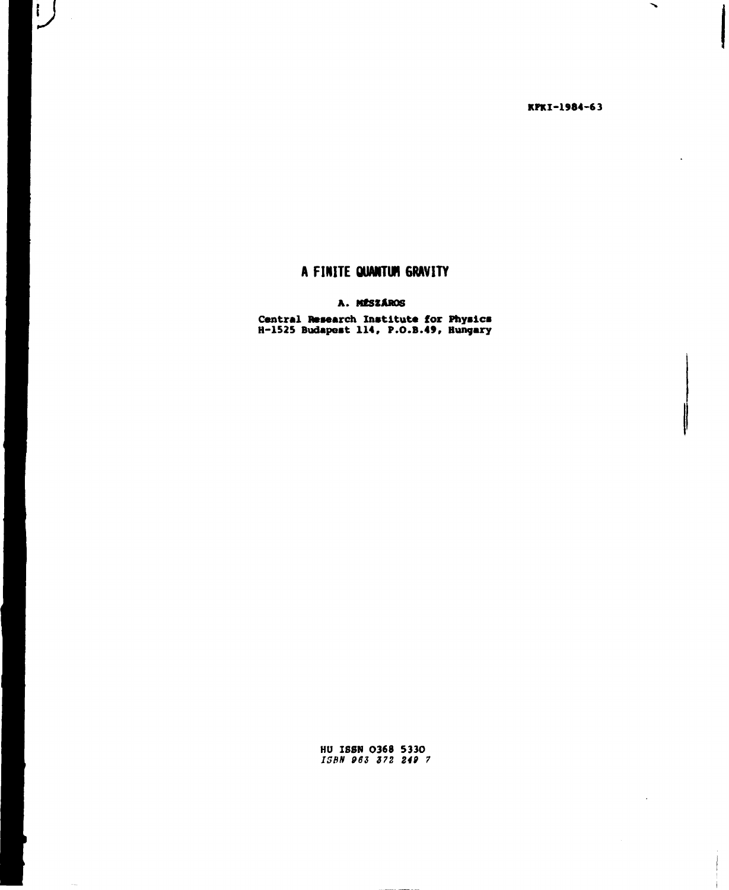KFKI-1984-63

# A FINITE QUANTUM GRAVITY

**A. MÉSZÁROS**

**Central Research Institute for Physics**
**H-1525 Budapest 114, P.O.B.49, Hungary**

HU ISSN 0368 5330
*ISBN 963 372 249 7*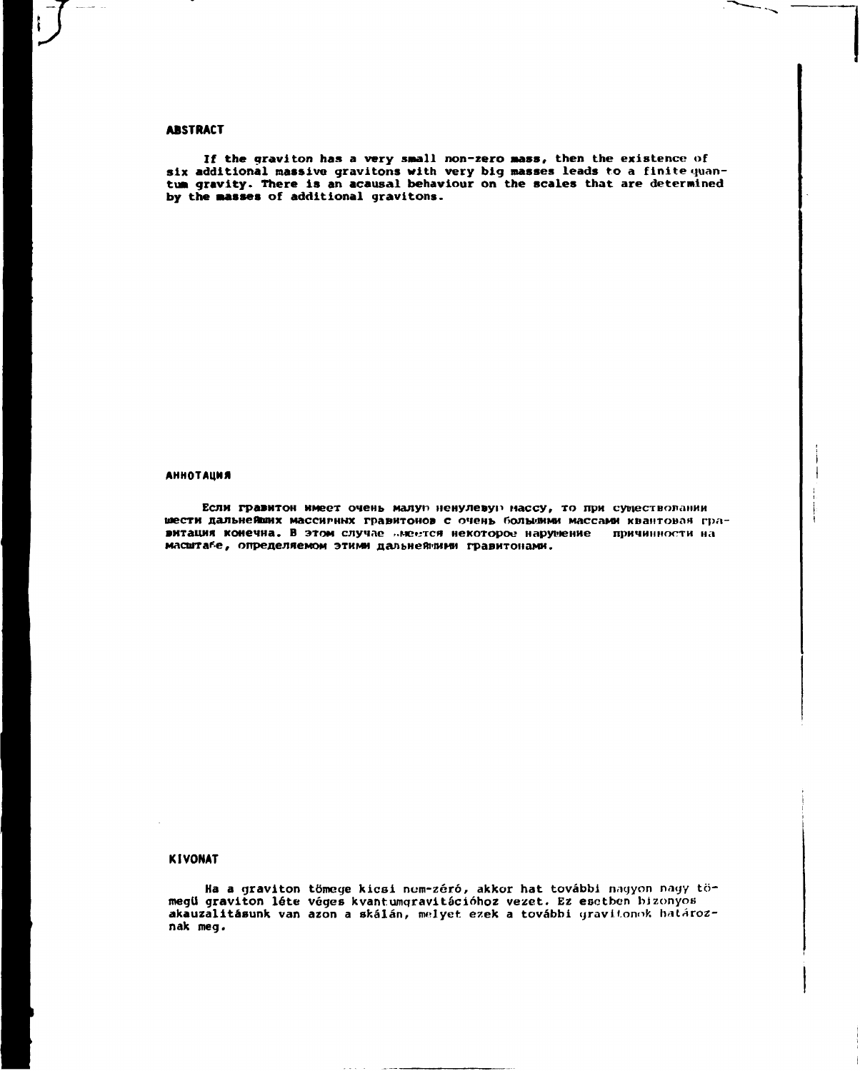## ABSTRACT

If the graviton has a very small non-zero mass, then the existence of six additional massive gravitons with very big masses leads to a finite quantum gravity. There is an acausal behaviour on the scales that are determined by the masses of additional gravitons.

## АННОТАЦИЯ

Если гравитон имеет очень малую ненулевую массу, то при существовании шести дальнейших массивных гравитонов с очень большими массами квантовая гравитация конечна. В этом случае имеется некоторое нарушение причинности на масштабе, определяемом этими дальнейшими гравитонами.

## KIVONAT

Ha a graviton tömege kicsi nem-zéró, akkor hat további nagyon nagy tömegű graviton léte véges kvantumgravitációhoz vezet. Ez esetben bizonyos akauzalitásunk van azon a skálán, melyet ezek a további gravitonok határoznak meg.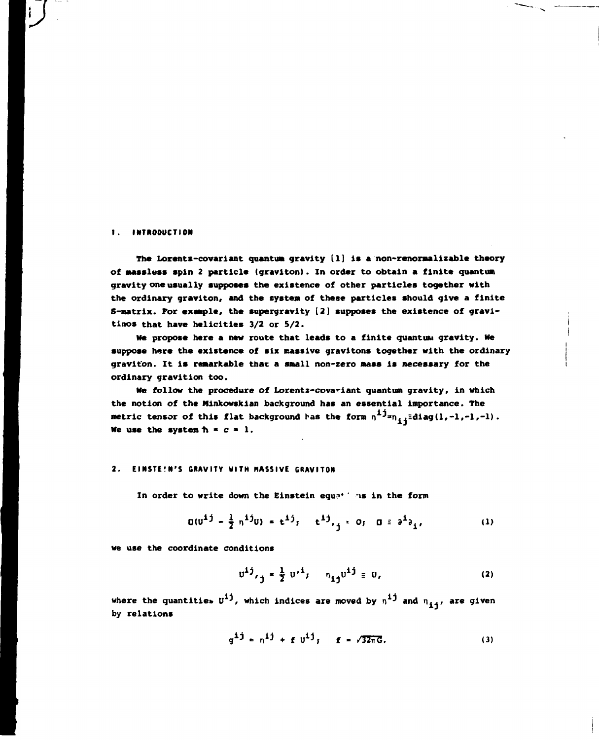## 1. INTRODUCTION

The Lorentz-covariant quantum gravity [1] is a non-renormalizable theory of massless spin 2 particle (graviton). In order to obtain a finite quantum gravity one usually supposes the existence of other particles together with the ordinary graviton, and the system of these particles should give a finite S-matrix. For example, the supergravity [2] supposes the existence of gravitinos that have helicities 3/2 or 5/2.

We propose here a new route that leads to a finite quantum gravity. We suppose here the existence of six massive gravitons together with the ordinary graviton. It is remarkable that a small non-zero mass is necessary for the ordinary gravition too.

We follow the procedure of Lorentz-covariant quantum gravity, in which the notion of the Minkowskian background has an essential importance. The metric tensor of this flat background has the form $\eta^{ij}=\eta_{ij}\equiv\mathrm{diag}(1,-1,-1,-1)$. We use the system $\hbar = c = 1$.

## 2. EINSTEIN'S GRAVITY WITH MASSIVE GRAVITON

In order to write down the Einstein equations in the form

$$\Box(U^{ij} - \frac{1}{2}\eta^{ij}U) = t^{ij}; \quad t^{ij}{}_{,j} = 0; \quad \Box \equiv \partial^i\partial_i, \tag{1}$$

we use the coordinate conditions

$$U^{ij}{}_{,j} = \frac{1}{2}U^{,i}; \quad \eta_{ij}U^{ij} \equiv U, \tag{2}$$

where the quantities $U^{ij}$, which indices are moved by $\eta^{ij}$ and $\eta_{ij}$, are given by relations

$$g^{ij} = \eta^{ij} + f\,U^{ij}; \quad f = \sqrt{32\pi G}. \tag{3}$$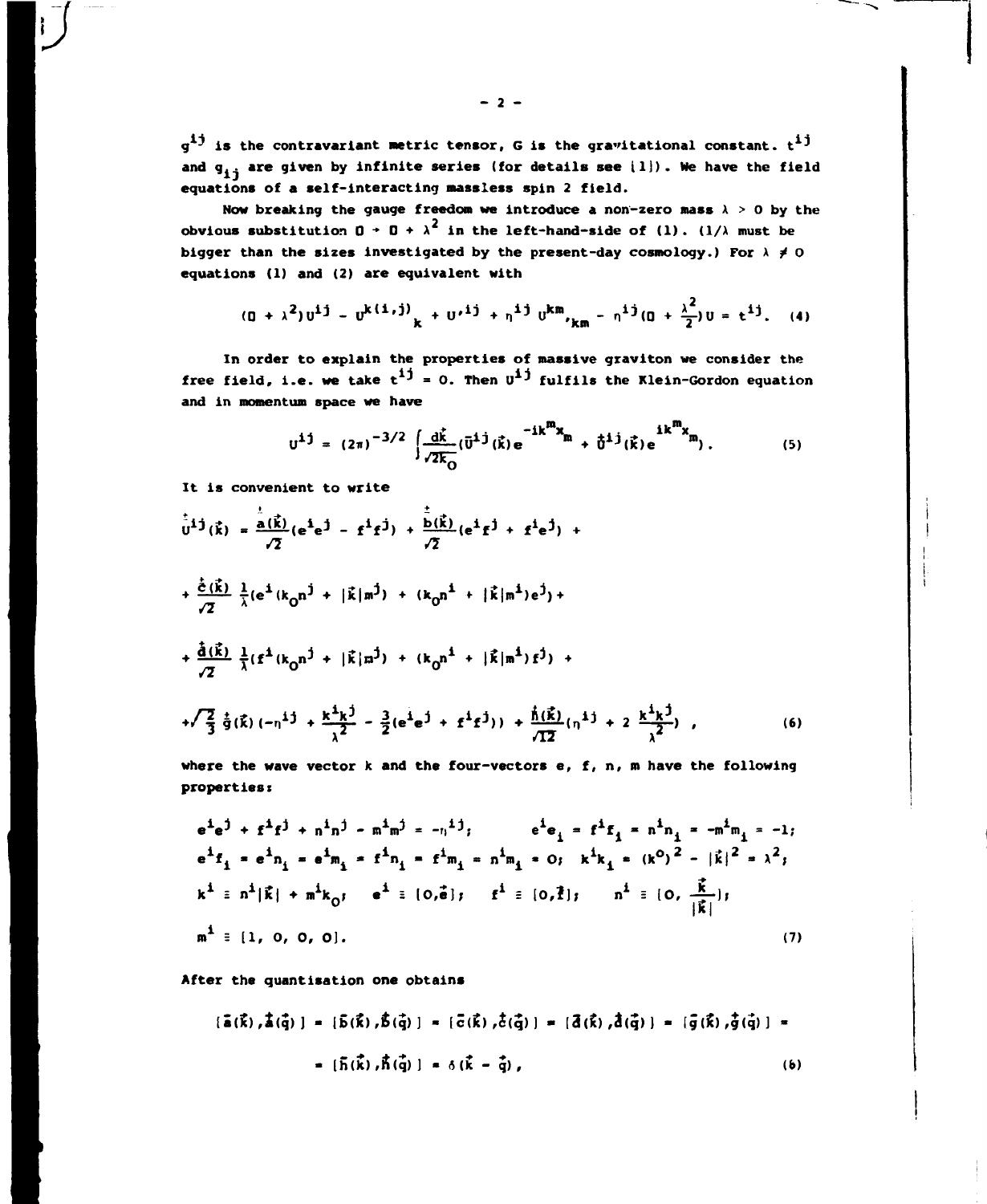$g^{ij}$ is the contravariant metric tensor, G is the gravitational constant. $t^{ij}$ and $g_{ij}$ are given by infinite series (for details see [1]). We have the field equations of a self-interacting massless spin 2 field.

Now breaking the gauge freedom we introduce a non-zero mass $\lambda > 0$ by the obvious substitution $\Box \to \Box + \lambda^2$ in the left-hand-side of (1). ($1/\lambda$ must be bigger than the sizes investigated by the present-day cosmology.) For $\lambda \neq 0$ equations (1) and (2) are equivalent with

$$(\Box + \lambda^2)U^{ij} - U^{k(i,j)}{}_{k} + U^{,ij} + \eta^{ij} U^{km}{}_{,km} - \eta^{ij}(\Box + \frac{\lambda^2}{2})U = t^{ij}. \quad (4)$$

In order to explain the properties of massive graviton we consider the free field, i.e. we take $t^{ij} = 0$. Then $U^{ij}$ fulfils the Klein-Gordon equation and in momentum space we have

$$U^{ij} = (2\pi)^{-3/2} \int \frac{d\vec{k}}{\sqrt{2k_0}} (\bar{U}^{ij}(\vec{k}) e^{-ik^m x_m} + \dot{U}^{ij}(\vec{k}) e^{ik^m x_m}). \quad (5)$$

It is convenient to write

$$\overset{\pm}{U}{}^{ij}(\vec{k}) = \frac{\overset{\pm}{a}(\vec{k})}{\sqrt{2}}(e^i e^j - f^i f^j) + \frac{\overset{\pm}{b}(\vec{k})}{\sqrt{2}}(e^i f^j + f^i e^j) +$$

$$+ \frac{\overset{\pm}{c}(\vec{k})}{\sqrt{2}} \frac{1}{\lambda}(e^i(k_0 n^j + |\vec{k}| m^j) + (k_0 n^i + |\vec{k}| m^i) e^j) +$$

$$+ \frac{\overset{\pm}{d}(\vec{k})}{\sqrt{2}} \frac{1}{\lambda}(f^i(k_0 n^j + |\vec{k}| m^j) + (k_0 n^i + |\vec{k}| m^i) f^j) +$$

$$+ \sqrt{\frac{2}{3}}\, \overset{\pm}{g}(\vec{k})(-\eta^{ij} + \frac{k^i k^j}{\lambda^2} - \frac{3}{2}(e^i e^j + f^i f^j)) + \frac{\overset{\pm}{h}(\vec{k})}{\sqrt{12}}(\eta^{ij} + 2\frac{k^i k^j}{\lambda^2}), \quad (6)$$

where the wave vector k and the four-vectors e, f, n, m have the following properties:

$$e^i e^j + f^i f^j + n^i n^j - m^i m^j = -\eta^{ij}; \qquad e^i e_i = f^i f_i = n^i n_i = -m^i m_i = -1;$$

$$e^i f_i = e^i n_i = e^i m_i = f^i n_i = f^i m_i = n^i m_i = 0; \quad k^i k_i = (k^0)^2 - |\vec{k}|^2 = \lambda^2;$$

$$k^i \equiv n^i |\vec{k}| + m^i k_0, \quad e^i \equiv [0, \vec{e}]; \quad f^i \equiv [0, \vec{f}]; \quad n^i \equiv [0, \frac{\vec{k}}{|\vec{k}|}];$$

$$m^i \equiv [1, 0, 0, 0]. \quad (7)$$

After the quantisation one obtains

$$[\bar{a}(\vec{k}), \dot{a}(\vec{q})] = [\bar{b}(\vec{k}), \dot{b}(\vec{q})] = [\bar{c}(\vec{k}), \dot{c}(\vec{q})] = [\bar{d}(\vec{k}), \dot{d}(\vec{q})] = [\bar{g}(\vec{k}), \dot{g}(\vec{q})] =$$

$$= [\bar{h}(\vec{k}), \dot{h}(\vec{q})] = \delta(\vec{k} - \vec{q}), \quad (8)$$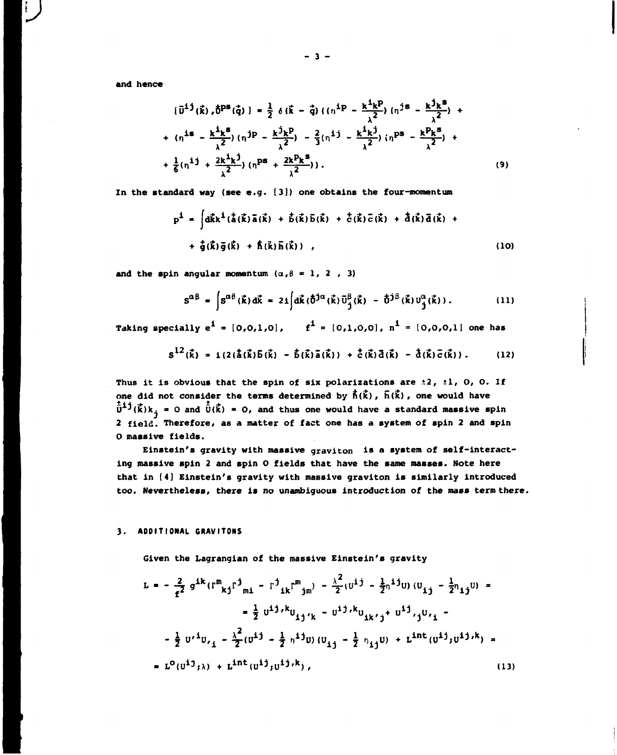and hence

$$
[\bar{U}^{ij}(\vec{k}),\overset{+}{U}^{ps}(\vec{q})] = \frac{1}{2}\,\delta(\vec{k}-\vec{q})\,((\eta^{ip} - \frac{k^i k^p}{\lambda^2})(\eta^{js} - \frac{k^j k^s}{\lambda^2}) +
+ (\eta^{is} - \frac{k^i k^s}{\lambda^2})(\eta^{jp} - \frac{k^j k^p}{\lambda^2}) - \frac{2}{3}(\eta^{ij} - \frac{k^i k^j}{\lambda^2})(\eta^{ps} - \frac{k^p k^s}{\lambda^2}) +
+ \frac{1}{6}(\eta^{ij} + \frac{2k^i k^j}{\lambda^2})(\eta^{ps} + \frac{2k^p k^s}{\lambda^2})). \tag{9}
$$

In the standard way (see e.g. [3]) one obtains the four-momentum

$$
P^i = \int d\vec{k}\,k^i(\overset{+}{a}(\vec{k})\bar{a}(\vec{k}) + \overset{+}{b}(\vec{k})\bar{b}(\vec{k}) + \overset{+}{c}(\vec{k})\bar{c}(\vec{k}) + \overset{+}{d}(\vec{k})\bar{d}(\vec{k}) +
+ \overset{+}{g}(\vec{k})\bar{g}(\vec{k}) + \overset{+}{h}(\vec{k})\bar{h}(\vec{k}))\ , \tag{10}
$$

and the spin angular momentum ($\alpha,\beta = 1,\ 2\ ,\ 3$)

$$
S^{\alpha\beta} = \int S^{\alpha\beta}(\vec{k})d\vec{k} = 2i\int d\vec{k}\,(\overset{+}{U}^{j\alpha}(\vec{k})\bar{U}^{\beta}_{j}(\vec{k}) - \overset{+}{U}^{j\beta}(\vec{k})U^{\alpha}_{j}(\vec{k}))\,. \tag{11}
$$

Taking specially $e^i = [0,0,1,0]$, $\quad f^i = [0,1,0,0]$, $n^i = [0,0,0,1]$ one has

$$
S^{12}(\vec{k}) = i(2(\overset{+}{a}(\vec{k})\bar{b}(\vec{k}) - \overset{+}{b}(\vec{k})\bar{a}(\vec{k})) + \overset{+}{c}(\vec{k})\bar{d}(\vec{k}) - \overset{+}{d}(\vec{k})\bar{c}(\vec{k}))\,. \tag{12}
$$

Thus it is obvious that the spin of six polarizations are $\pm 2$, $\pm 1$, 0, 0. If one did not consider the terms determined by $\overset{+}{h}(\vec{k})$, $\bar{h}(\vec{k})$, one would have $\overset{\pm}{U}^{ij}(\vec{k})k_j = 0$ and $\overset{\pm}{U}(\vec{k}) = 0$, and thus one would have a standard massive spin 2 field. Therefore, as a matter of fact one has a system of spin 2 and spin 0 massive fields.

Einstein's gravity with massive graviton is a system of self-interacting massive spin 2 and spin 0 fields that have the same masses. Note here that in [4] Einstein's gravity with massive graviton is similarly introduced too. Nevertheless, there is no unambiguous introduction of the mass term there.

## 3. ADDITIONAL GRAVITONS

Given the Lagrangian of the massive Einstein's gravity

$$
L = -\frac{2}{f^2}\,g^{ik}(\Gamma^m_{\ kj}\Gamma^j_{\ mi} - \Gamma^j_{\ ik}\Gamma^m_{\ jm}) - \frac{\lambda^2}{2}(U^{ij} - \frac{1}{2}\eta^{ij}U)(U_{ij} - \frac{1}{2}\eta_{ij}U) =
= \frac{1}{2}\,U^{ij,k}U_{ij,k} - U^{ij,k}U_{ik,j} + U^{ij}_{\ \ ,j}U_{,i} -
- \frac{1}{2}\,U^{,i}U_{,i} - \frac{\lambda^2}{2}(U^{ij} - \frac{1}{2}\,\eta^{ij}U)(U_{ij} - \frac{1}{2}\,\eta_{ij}U) + L^{int}(U^{ij},U^{ij,k}) =
= L^{o}(U^{ij};\lambda) + L^{int}(U^{ij},U^{ij,k})\,, \tag{13}
$$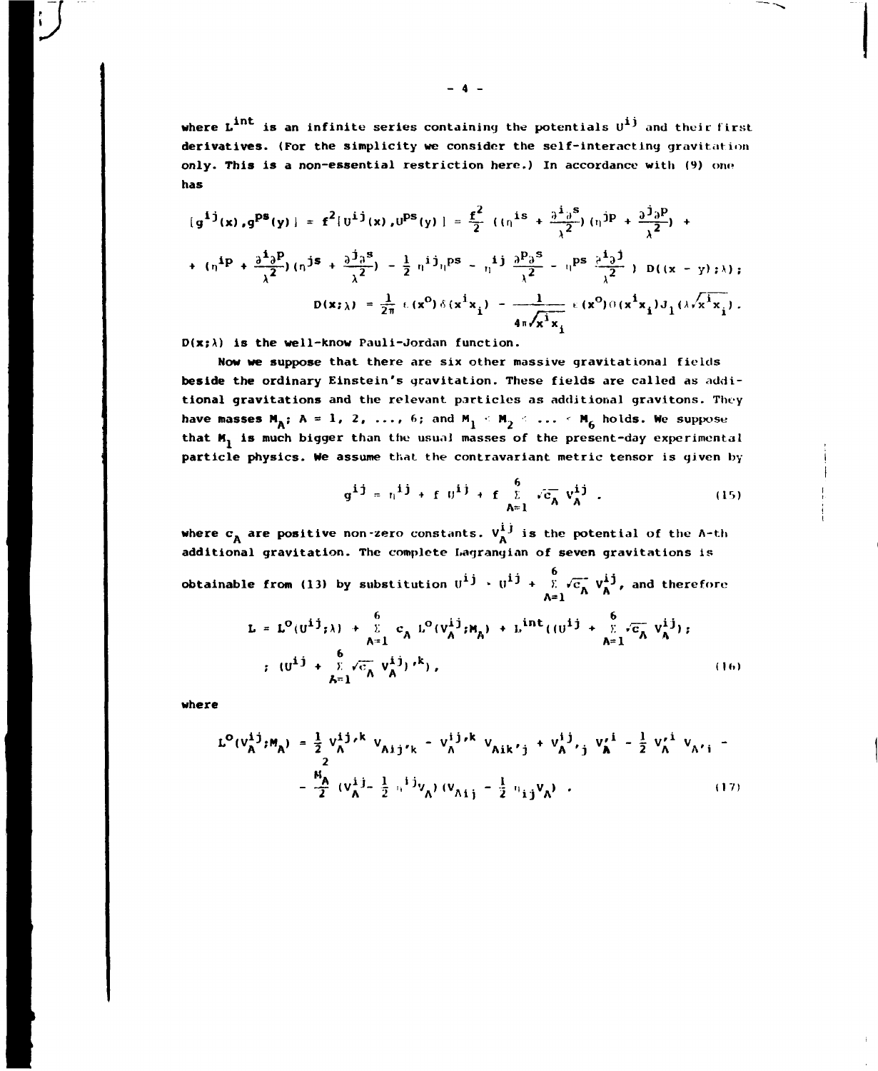where $L^{int}$ is an infinite series containing the potentials $U^{ij}$ and their first derivatives. (For the simplicity we consider the self-interacting gravitation only. This is a non-essential restriction here.) In accordance with (9) one has

$$[g^{ij}(x),g^{ps}(y)] = f^2[U^{ij}(x),U^{ps}(y)] = \frac{f^2}{2}\ ((\eta^{is} + \frac{\partial^i\partial^s}{\lambda^2})(\eta^{jp} + \frac{\partial^j\partial^p}{\lambda^2}) +$$

$$+ (\eta^{ip} + \frac{\partial^i\partial^p}{\lambda^2})(\eta^{js} + \frac{\partial^j\partial^s}{\lambda^2}) - \frac{1}{2}\eta^{ij}\eta^{ps} - \eta^{ij}\frac{\partial^p\partial^s}{\lambda^2} - \eta^{ps}\frac{\partial^i\partial^j}{\lambda^2}\ )\ D((x-y);\lambda);$$

$$D(x;\lambda) = \frac{1}{2\pi}\,\varepsilon(x^o)\,\delta(x^ix_i) - \frac{1}{4\pi\sqrt{x^ix_i}}\,\varepsilon(x^o)\,\theta(x^ix_i)\,J_1(\lambda\sqrt{x^ix_i}).$$

$D(x;\lambda)$ is the well-know Pauli-Jordan function.

Now we suppose that there are six other massive gravitational fields beside the ordinary Einstein's gravitation. These fields are called as additional gravitations and the relevant particles as additional gravitons. They have masses $M_A$; $A = 1, 2, \ldots, 6$; and $M_1 < M_2 < \ldots < M_6$ holds. We suppose that $M_1$ is much bigger than the usual masses of the present-day experimental particle physics. We assume that the contravariant metric tensor is given by

$$g^{ij} = \eta^{ij} + f\,U^{ij} + f\sum_{A=1}^{6}\sqrt{c_A}\,V_A^{ij}\ . \tag{15}$$

where $c_A$ are positive non-zero constants. $V_A^{ij}$ is the potential of the A-th additional gravitation. The complete Lagrangian of seven gravitations is obtainable from (13) by substitution $U^{ij} \to U^{ij} + \sum_{A=1}^{6}\sqrt{c_A}\,V_A^{ij}$, and therefore

$$L = L^o(U^{ij};\lambda) + \sum_{A=1}^{6} c_A\, L^o(V_A^{ij};M_A) + L^{int}((U^{ij} + \sum_{A=1}^{6}\sqrt{c_A}\,V_A^{ij});$$
$$;\ (U^{ij} + \sum_{A=1}^{6}\sqrt{c_A}\,V_A^{ij})^{,k}), \tag{16}$$

where

$$L^o(V_A^{ij};M_A) = \frac{1}{2}V_A^{ij,k}\,V_{Aij,k} - V_A^{ij,k}\,V_{Aik,j} + V_A^{ij}{}_{,j}\,V_A{}^{,i} - \frac{1}{2}V_A{}^{,i}\,V_{A,i} -$$
$$- \frac{M_A^2}{2}\,(V_A^{ij} - \frac{1}{2}\eta^{ij}V_A)(V_{Aij} - \frac{1}{2}\eta_{ij}V_A)\ . \tag{17}$$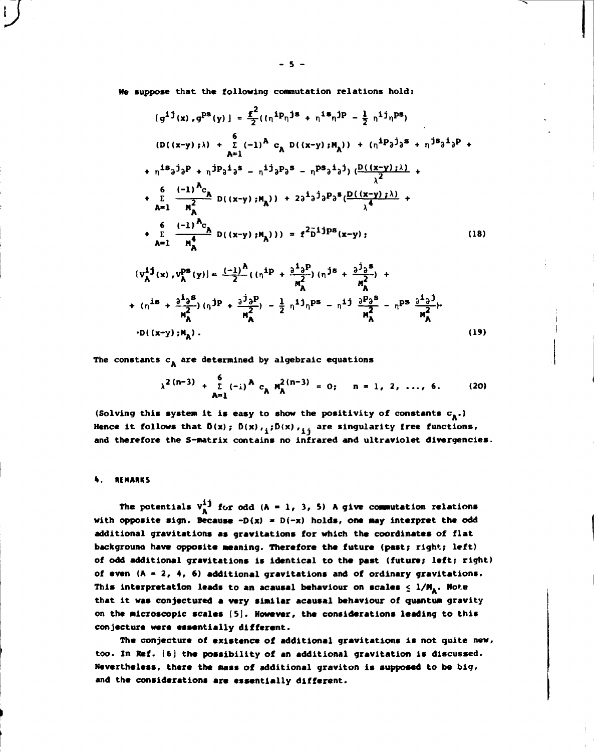We suppose that the following commutation relations hold:

$$
\begin{aligned}
[g^{ij}(x), g^{ps}(y)] &= \frac{f^2}{2}((\eta^{ip}\eta^{js} + \eta^{is}\eta^{jp} - \frac{1}{2}\eta^{ij}\eta^{ps}) \\
&(D((x-y);\lambda) + \sum_{A=1}^{6}(-1)^A c_A D((x-y);M_A)) + (\eta^{ip}\partial^j\partial^s + \eta^{js}\partial^i\partial^p + \\
&+ \eta^{is}\partial^j\partial^p + \eta^{jp}\partial^i\partial^s - \eta^{ij}\partial^p\partial^s - \eta^{ps}\partial^i\partial^j)(\frac{D((x-y);\lambda)}{\lambda^2} + \\
&+ \sum_{A=1}^{6}\frac{(-1)^A c_A}{M_A^2} D((x-y);M_A)) + 2\partial^i\partial^j\partial^p\partial^s(\frac{D((x-y);\lambda)}{\lambda^4} + \\
&+ \sum_{A=1}^{6}\frac{(-1)^A c_A}{M_A^4} D((x-y);M_A))) = f^2\tilde{D}^{ijps}(x-y);
\end{aligned}
\tag{18}
$$

$$
\begin{aligned}
[v_A^{ij}(x), v_A^{ps}(y)] &= \frac{(-1)^A}{2}((\eta^{ip} + \frac{\partial^i\partial^p}{M_A^2})(\eta^{js} + \frac{\partial^j\partial^s}{M_A^2}) + \\
&+ (\eta^{is} + \frac{\partial^i\partial^s}{M_A^2})(\eta^{jp} + \frac{\partial^j\partial^p}{M_A^2}) - \frac{1}{2}\eta^{ij}\eta^{ps} - \eta^{ij}\frac{\partial^p\partial^s}{M_A^2} - \eta^{ps}\frac{\partial^i\partial^j}{M_A^2}) \cdot \\
&\cdot D((x-y);M_A).
\end{aligned}
\tag{19}
$$

The constants $c_A$ are determined by algebraic equations

$$
\lambda^{2(n-3)} + \sum_{A=1}^{6}(-1)^A c_A M_A^{2(n-3)} = 0; \quad n = 1, 2, \ldots, 6. \tag{20}
$$

(Solving this system it is easy to show the positivity of constants $c_A$.) Hence it follows that $\tilde{D}(x)$; $\tilde{D}(x)_{,i}$; $\tilde{D}(x)_{,ij}$ are singularity free functions, and therefore the S-matrix contains no infrared and ultraviolet divergencies.

## 4. REMARKS

The potentials $v_A^{ij}$ for odd (A = 1, 3, 5) A give commutation relations with opposite sign. Because $-D(x) = D(-x)$ holds, one may interpret the odd additional gravitations as gravitations for which the coordinates of flat background have opposite meaning. Therefore the future (past; right; left) of odd additional gravitations is identical to the past (future; left; right) of even (A = 2, 4, 6) additional gravitations and of ordinary gravitations. This interpretation leads to an acausal behaviour on scales $\lesssim 1/M_A$. Note that it was conjectured a very similar acausal behaviour of quantum gravity on the microscopic scales [5]. However, the considerations leading to this conjecture were essentially different.

The conjecture of existence of additional gravitations is not quite new, too. In Ref. [6] the possibility of an additional gravitation is discussed. Nevertheless, there the mass of additional graviton is supposed to be big, and the considerations are essentially different.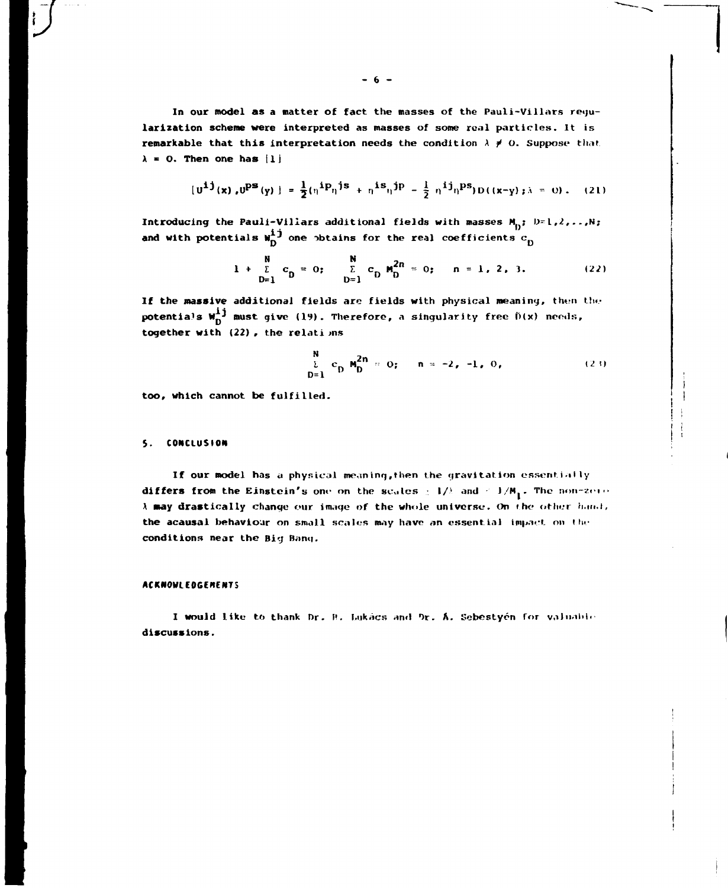In our model as a matter of fact the masses of the Pauli-Villars regularization scheme were interpreted as masses of some real particles. It is remarkable that this interpretation needs the condition $\lambda \neq 0$. Suppose that $\lambda = 0$. Then one has [1]

$$[U^{ij}(x),U^{ps}(y)] = \frac{1}{2}(\eta^{ip}\eta^{js} + \eta^{is}\eta^{jp} - \frac{1}{2}\eta^{ij}\eta^{ps})D((x-y);\lambda = 0). \quad (21)$$

Introducing the Pauli-Villars additional fields with masses $M_D$; $D=1,2,\ldots,N$; and with potentials $W_D^{ij}$ one obtains for the real coefficients $c_D$

$$1 + \sum_{D=1}^{N} c_D = 0; \qquad \sum_{D=1}^{N} c_D M_D^{2n} = 0; \quad n = 1, 2, 3. \quad (22)$$

If the massive additional fields are fields with physical meaning, then the potentials $W_D^{ij}$ must give (19). Therefore, a singularity free $\tilde{D}(x)$ needs, together with (22), the relations

$$\sum_{D=1}^{N} c_D M_D^{2n} = 0; \quad n = -2, -1, 0, \quad (23)$$

too, which cannot be fulfilled.

## 5. CONCLUSION

If our model has a physical meaning, then the gravitation essentially differs from the Einstein's one on the scales $\gtrsim 1/\lambda$ and $\lesssim 1/M_1$. The non-zero $\lambda$ may drastically change our image of the whole universe. On the other hand, the acausal behaviour on small scales may have an essential impact on the conditions near the Big Bang.

### ACKNOWLEDGEMENTS

I would like to thank Dr. B. Lukács and Dr. Á. Sebestyén for valuable discussions.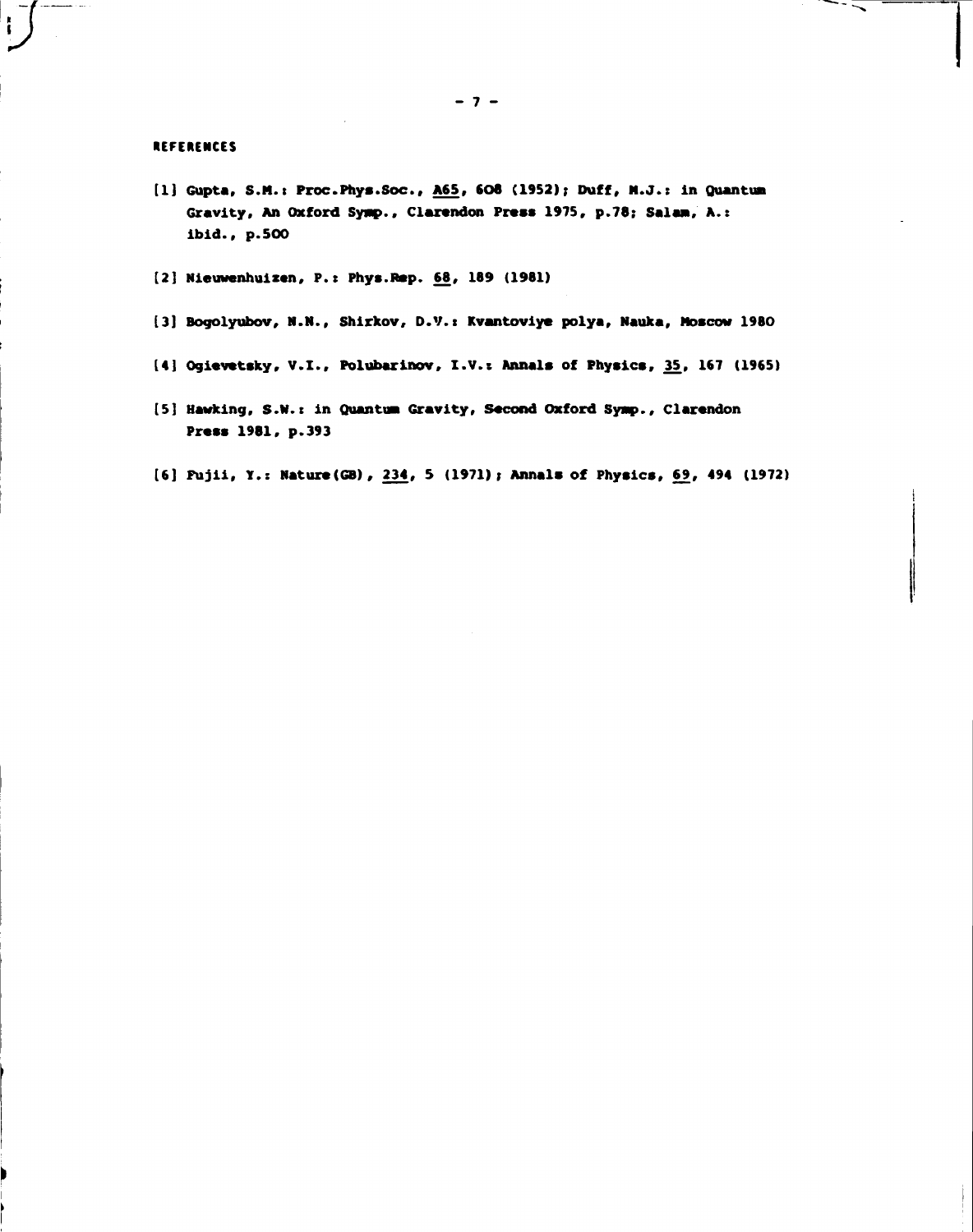## REFERENCES

[1] Gupta, S.M.: Proc.Phys.Soc., A65, 608 (1952); Duff, M.J.: in Quantum Gravity, An Oxford Symp., Clarendon Press 1975, p.78; Salam, A.: ibid., p.500

[2] Nieuwenhuizen, P.: Phys.Rep. 68, 189 (1981)

[3] Bogolyubov, N.N., Shirkov, D.V.: Kvantoviye polya, Nauka, Moscow 1980

[4] Ogievetsky, V.I., Polubarinov, I.V.: Annals of Physics, 35, 167 (1965)

[5] Hawking, S.W.: in Quantum Gravity, Second Oxford Symp., Clarendon Press 1981, p.393

[6] Fujii, Y.: Nature(GB), 234, 5 (1971); Annals of Physics, 69, 494 (1972)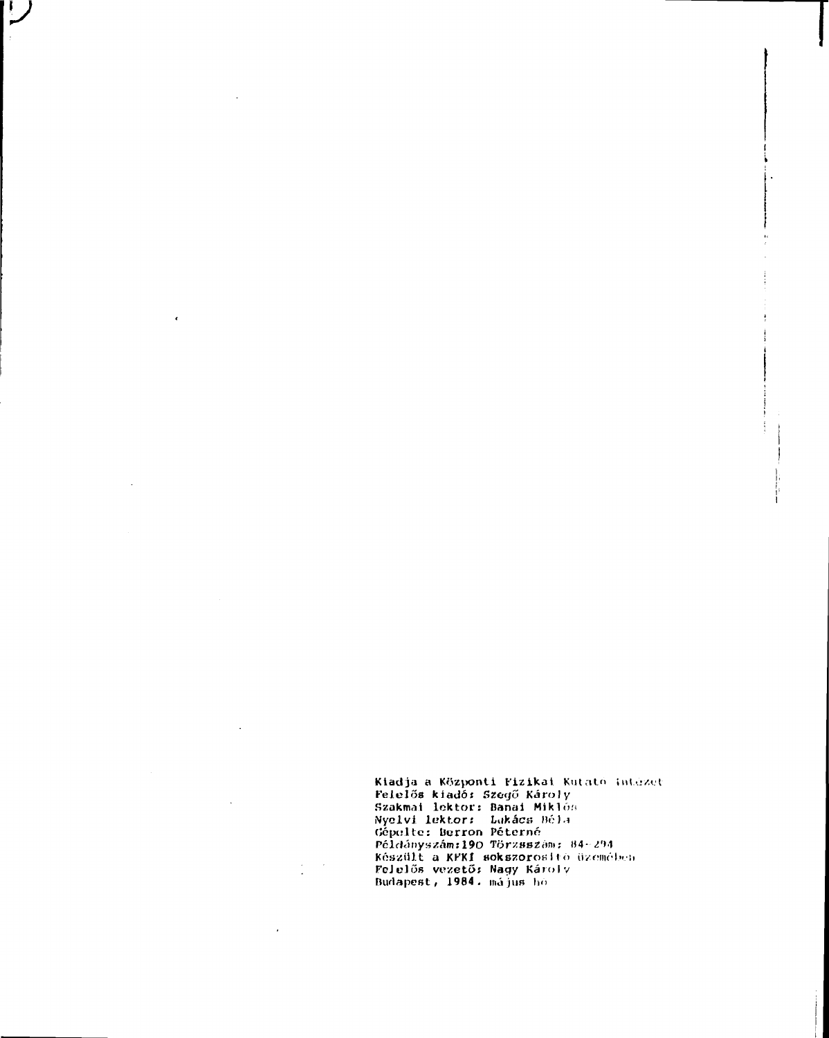Kiadja a Központi Fizikai Kutató Intézet
Felelős kiadó: Szegő Károly
Szakmai lektor: Banai Miklós
Nyelvi lektor: Lukács Béla
Gépelte: Berron Péterné
Példányszám: 190 Törzsszám: 84-294
Készült a KFKI sokszorosító üzemében
Felelős vezető: Nagy Károly
Budapest, 1984. május hó